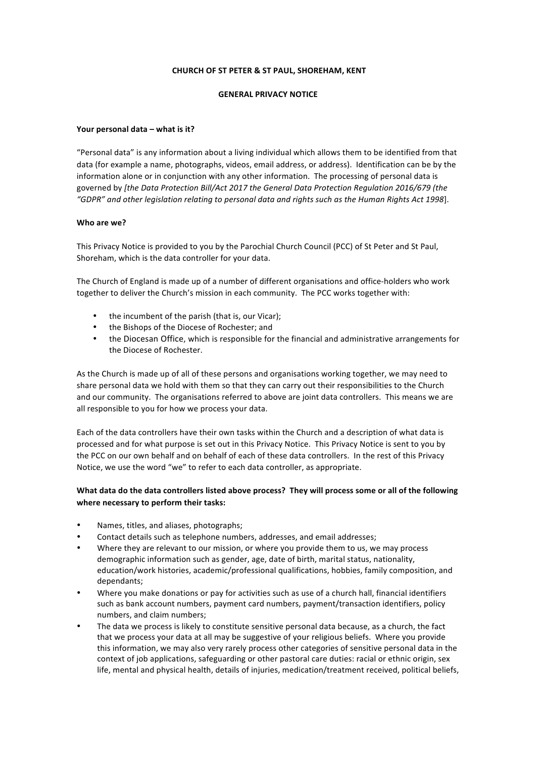**CHURCH OF ST PETER & ST PAUL, SHOREHAM, KENT**

**GENERAL PRIVACY NOTICE**

**Your personal data – what is it?**

"Personal data" is any information about a living individual which allows them to be identified from that data (for example a name, photographs, videos, email address, or address). Identification can be by the information alone or in conjunction with any other information. The processing of personal data is governed by *[the Data Protection Bill/Act 2017 the General Data Protection Regulation 2016/679 (the "GDPR" and other legislation relating to personal data and rights such as the Human Rights Act 1998*].

**Who are we?**

This Privacy Notice is provided to you by the Parochial Church Council (PCC) of St Peter and St Paul, Shoreham, which is the data controller for your data.

The Church of England is made up of a number of different organisations and office-holders who work together to deliver the Church's mission in each community. The PCC works together with:

- the incumbent of the parish (that is, our Vicar);
- the Bishops of the Diocese of Rochester; and
- the Diocesan Office, which is responsible for the financial and administrative arrangements for the Diocese of Rochester.

As the Church is made up of all of these persons and organisations working together, we may need to share personal data we hold with them so that they can carry out their responsibilities to the Church and our community. The organisations referred to above are joint data controllers. This means we are all responsible to you for how we process your data.

Each of the data controllers have their own tasks within the Church and a description of what data is processed and for what purpose is set out in this Privacy Notice. This Privacy Notice is sent to you by the PCC on our own behalf and on behalf of each of these data controllers. In the rest of this Privacy Notice, we use the word "we" to refer to each data controller, as appropriate.

**What data do the data controllers listed above process? They will process some or all of the following where necessary to perform their tasks:**

- Names, titles, and aliases, photographs;
- Contact details such as telephone numbers, addresses, and email addresses;
- Where they are relevant to our mission, or where you provide them to us, we may process demographic information such as gender, age, date of birth, marital status, nationality, education/work histories, academic/professional qualifications, hobbies, family composition, and dependants;
- Where you make donations or pay for activities such as use of a church hall, financial identifiers such as bank account numbers, payment card numbers, payment/transaction identifiers, policy numbers, and claim numbers;
- The data we process is likely to constitute sensitive personal data because, as a church, the fact that we process your data at all may be suggestive of your religious beliefs. Where you provide this information, we may also very rarely process other categories of sensitive personal data in the context of job applications, safeguarding or other pastoral care duties: racial or ethnic origin, sex life, mental and physical health, details of injuries, medication/treatment received, political beliefs,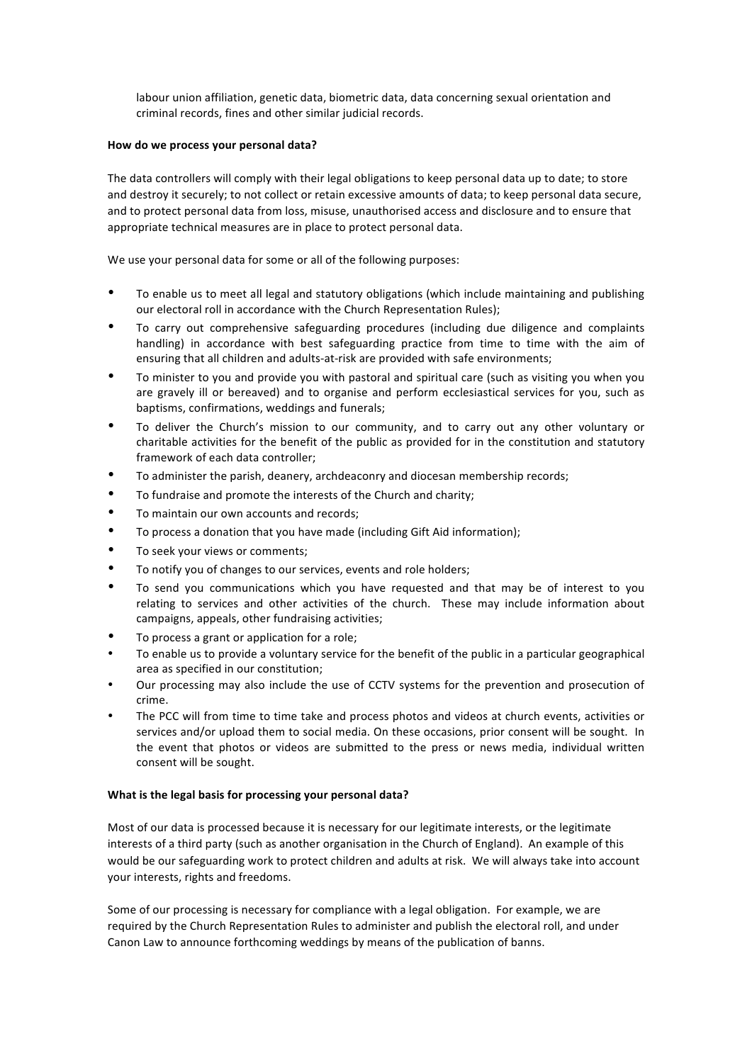labour union affiliation, genetic data, biometric data, data concerning sexual orientation and criminal records, fines and other similar judicial records.

**How do we process your personal data?**

The data controllers will comply with their legal obligations to keep personal data up to date; to store and destroy it securely; to not collect or retain excessive amounts of data; to keep personal data secure, and to protect personal data from loss, misuse, unauthorised access and disclosure and to ensure that appropriate technical measures are in place to protect personal data.

We use your personal data for some or all of the following purposes:

- To enable us to meet all legal and statutory obligations (which include maintaining and publishing our electoral roll in accordance with the Church Representation Rules);
- To carry out comprehensive safeguarding procedures (including due diligence and complaints handling) in accordance with best safeguarding practice from time to time with the aim of ensuring that all children and adults-at-risk are provided with safe environments;
- To minister to you and provide you with pastoral and spiritual care (such as visiting you when you are gravely ill or bereaved) and to organise and perform ecclesiastical services for you, such as baptisms, confirmations, weddings and funerals;
- To deliver the Church's mission to our community, and to carry out any other voluntary or charitable activities for the benefit of the public as provided for in the constitution and statutory framework of each data controller;
- To administer the parish, deanery, archdeaconry and diocesan membership records;
- To fundraise and promote the interests of the Church and charity;
- To maintain our own accounts and records;
- To process a donation that you have made (including Gift Aid information);
- To seek your views or comments;
- To notify you of changes to our services, events and role holders;
- To send you communications which you have requested and that may be of interest to you relating to services and other activities of the church. These may include information about campaigns, appeals, other fundraising activities;
- To process a grant or application for a role;
- To enable us to provide a voluntary service for the benefit of the public in a particular geographical area as specified in our constitution;
- Our processing may also include the use of CCTV systems for the prevention and prosecution of crime.
- The PCC will from time to time take and process photos and videos at church events, activities or services and/or upload them to social media. On these occasions, prior consent will be sought. In the event that photos or videos are submitted to the press or news media, individual written consent will be sought.

**What is the legal basis for processing your personal data?**

Most of our data is processed because it is necessary for our legitimate interests, or the legitimate interests of a third party (such as another organisation in the Church of England). An example of this would be our safeguarding work to protect children and adults at risk. We will always take into account your interests, rights and freedoms.

Some of our processing is necessary for compliance with a legal obligation. For example, we are required by the Church Representation Rules to administer and publish the electoral roll, and under Canon Law to announce forthcoming weddings by means of the publication of banns.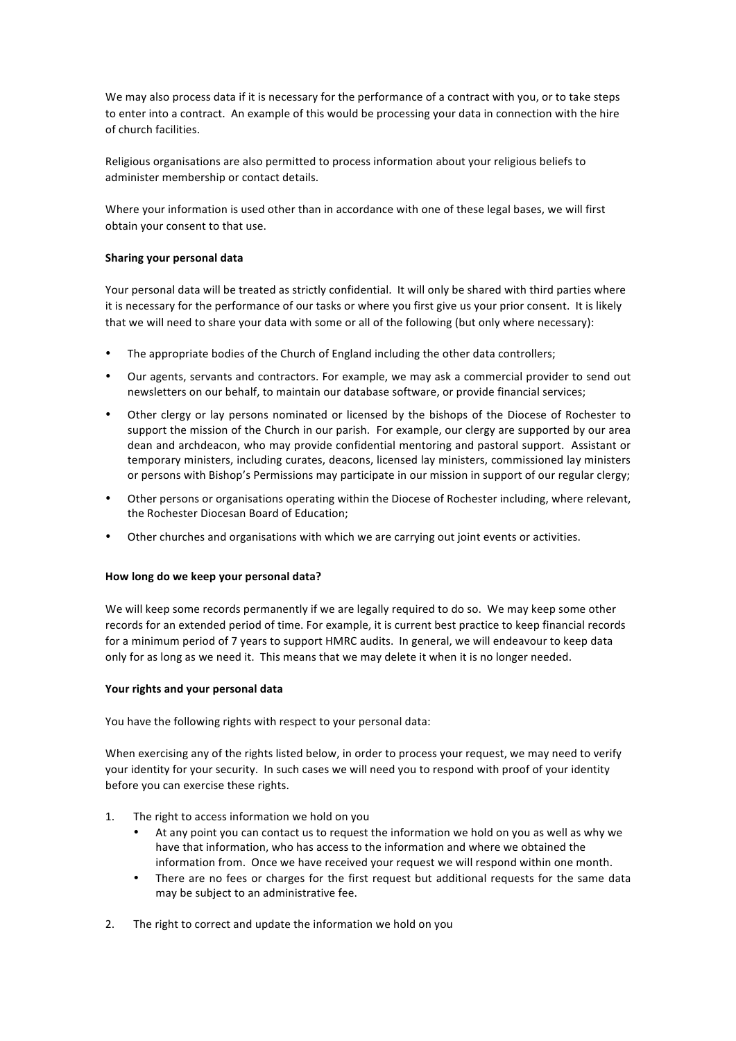We may also process data if it is necessary for the performance of a contract with you, or to take steps to enter into a contract. An example of this would be processing your data in connection with the hire of church facilities.

Religious organisations are also permitted to process information about your religious beliefs to administer membership or contact details.

Where your information is used other than in accordance with one of these legal bases, we will first obtain your consent to that use.

**Sharing your personal data**

Your personal data will be treated as strictly confidential. It will only be shared with third parties where it is necessary for the performance of our tasks or where you first give us your prior consent. It is likely that we will need to share your data with some or all of the following (but only where necessary):

- The appropriate bodies of the Church of England including the other data controllers;
- Our agents, servants and contractors. For example, we may ask a commercial provider to send out newsletters on our behalf, to maintain our database software, or provide financial services;
- Other clergy or lay persons nominated or licensed by the bishops of the Diocese of Rochester to support the mission of the Church in our parish. For example, our clergy are supported by our area dean and archdeacon, who may provide confidential mentoring and pastoral support. Assistant or temporary ministers, including curates, deacons, licensed lay ministers, commissioned lay ministers or persons with Bishop's Permissions may participate in our mission in support of our regular clergy;
- Other persons or organisations operating within the Diocese of Rochester including, where relevant, the Rochester Diocesan Board of Education;
- Other churches and organisations with which we are carrying out joint events or activities.

**How long do we keep your personal data?**

We will keep some records permanently if we are legally required to do so. We may keep some other records for an extended period of time. For example, it is current best practice to keep financial records for a minimum period of 7 years to support HMRC audits. In general, we will endeavour to keep data only for as long as we need it. This means that we may delete it when it is no longer needed.

**Your rights and your personal data**

You have the following rights with respect to your personal data:

When exercising any of the rights listed below, in order to process your request, we may need to verify your identity for your security. In such cases we will need you to respond with proof of your identity before you can exercise these rights.

1. The right to access information we hold on you
    - At any point you can contact us to request the information we hold on you as well as why we have that information, who has access to the information and where we obtained the information from. Once we have received your request we will respond within one month.
    - There are no fees or charges for the first request but additional requests for the same data may be subject to an administrative fee.
2. The right to correct and update the information we hold on you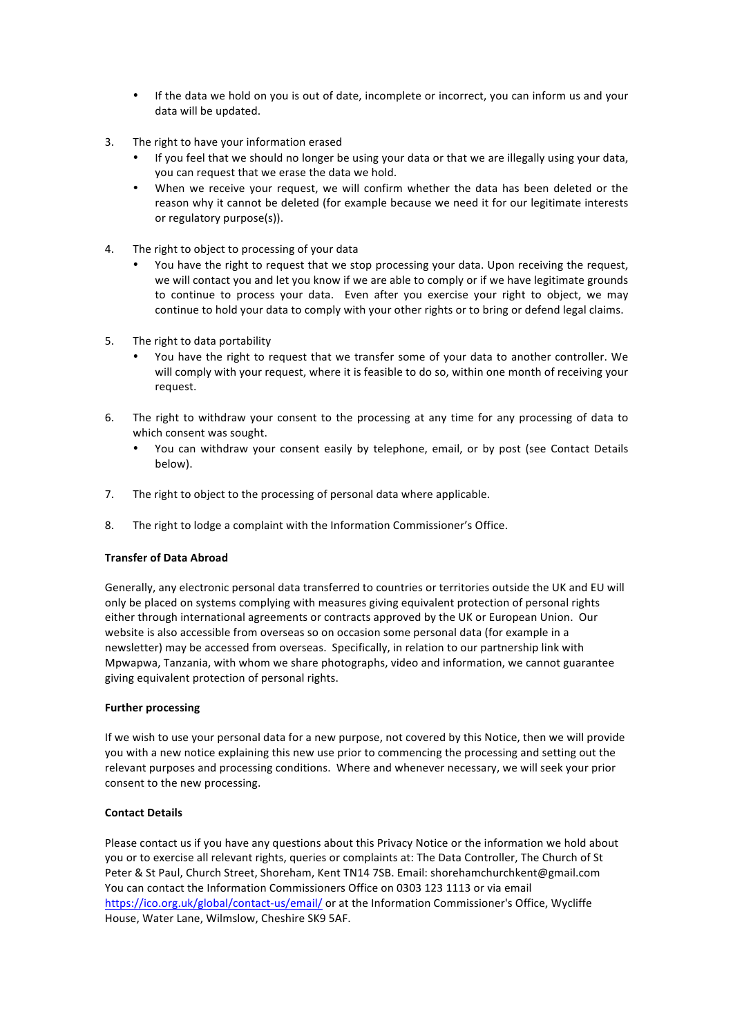- If the data we hold on you is out of date, incomplete or incorrect, you can inform us and your data will be updated.

3. The right to have your information erased
   - If you feel that we should no longer be using your data or that we are illegally using your data, you can request that we erase the data we hold.
   - When we receive your request, we will confirm whether the data has been deleted or the reason why it cannot be deleted (for example because we need it for our legitimate interests or regulatory purpose(s)).

4. The right to object to processing of your data
   - You have the right to request that we stop processing your data. Upon receiving the request, we will contact you and let you know if we are able to comply or if we have legitimate grounds to continue to process your data. Even after you exercise your right to object, we may continue to hold your data to comply with your other rights or to bring or defend legal claims.

5. The right to data portability
   - You have the right to request that we transfer some of your data to another controller. We will comply with your request, where it is feasible to do so, within one month of receiving your request.

6. The right to withdraw your consent to the processing at any time for any processing of data to which consent was sought.
   - You can withdraw your consent easily by telephone, email, or by post (see Contact Details below).

7. The right to object to the processing of personal data where applicable.

8. The right to lodge a complaint with the Information Commissioner's Office.

**Transfer of Data Abroad**

Generally, any electronic personal data transferred to countries or territories outside the UK and EU will only be placed on systems complying with measures giving equivalent protection of personal rights either through international agreements or contracts approved by the UK or European Union. Our website is also accessible from overseas so on occasion some personal data (for example in a newsletter) may be accessed from overseas. Specifically, in relation to our partnership link with Mpwapwa, Tanzania, with whom we share photographs, video and information, we cannot guarantee giving equivalent protection of personal rights.

**Further processing**

If we wish to use your personal data for a new purpose, not covered by this Notice, then we will provide you with a new notice explaining this new use prior to commencing the processing and setting out the relevant purposes and processing conditions. Where and whenever necessary, we will seek your prior consent to the new processing.

**Contact Details**

Please contact us if you have any questions about this Privacy Notice or the information we hold about you or to exercise all relevant rights, queries or complaints at: The Data Controller, The Church of St Peter & St Paul, Church Street, Shoreham, Kent TN14 7SB. Email: shorehamchurchkent@gmail.com
You can contact the Information Commissioners Office on 0303 123 1113 or via email [https://ico.org.uk/global/contact-us/email/](https://ico.org.uk/global/contact-us/email/) or at the Information Commissioner's Office, Wycliffe House, Water Lane, Wilmslow, Cheshire SK9 5AF.